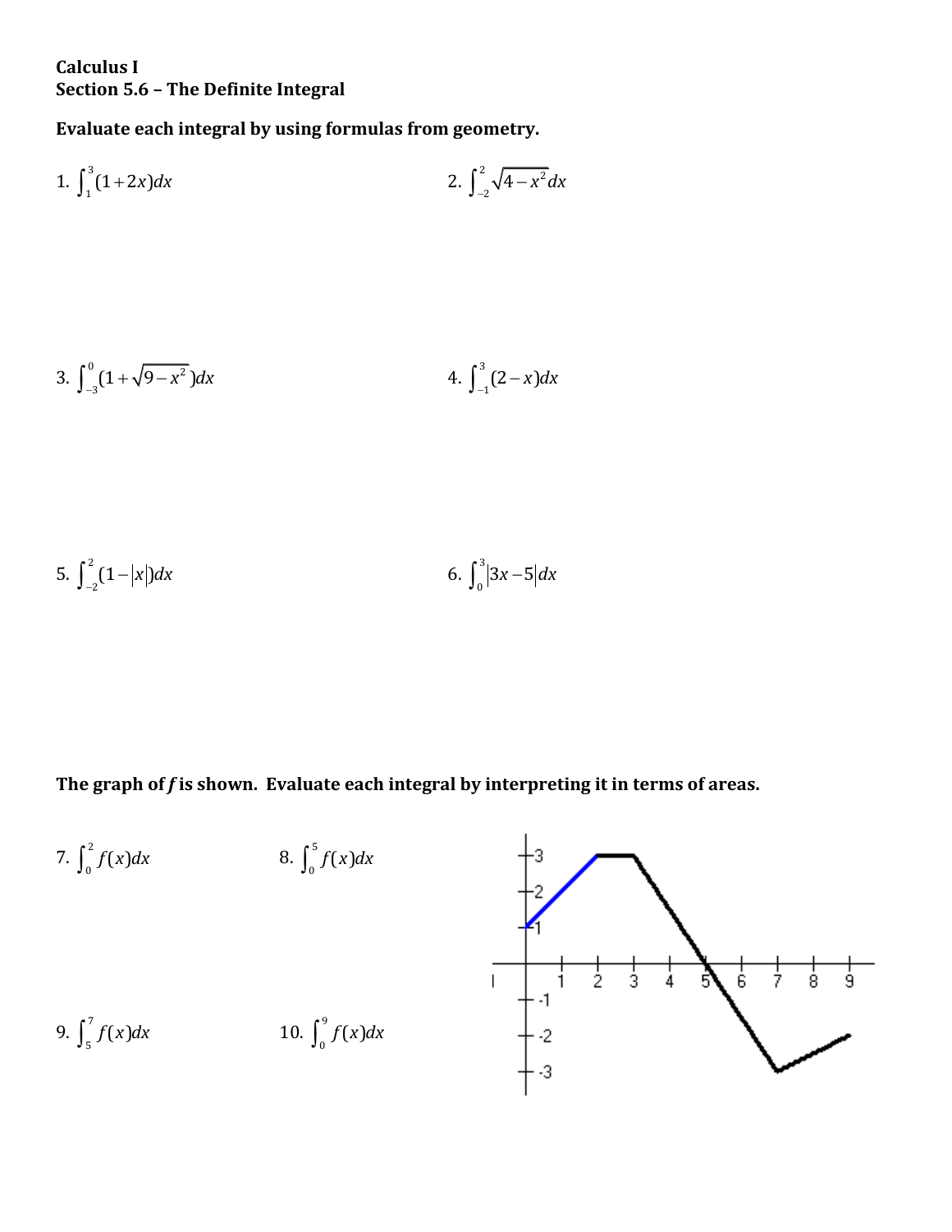**Calculus I**
**Section 5.6 – The Definite Integral**

**Evaluate each integral by using formulas from geometry.**

1. $\int_{1}^{3}(1+2x)dx$

2. $\int_{-2}^{2}\sqrt{4-x^2}dx$

3. $\int_{-3}^{0}(1+\sqrt{9-x^2})dx$

4. $\int_{-1}^{3}(2-x)dx$

5. $\int_{-2}^{2}(1-|x|)dx$

6. $\int_{0}^{3}|3x-5|dx$

**The graph of *f* is shown. Evaluate each integral by interpreting it in terms of areas.**

7. $\int_{0}^{2}f(x)dx$

8. $\int_{0}^{5}f(x)dx$

9. $\int_{5}^{7}f(x)dx$

10. $\int_{0}^{9}f(x)dx$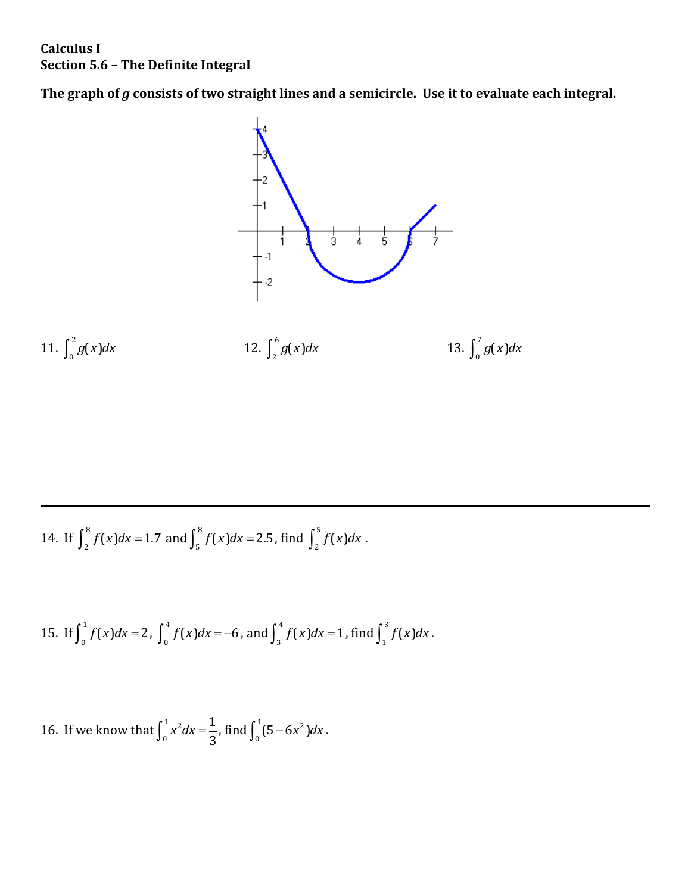**Calculus I**
**Section 5.6 – The Definite Integral**

**The graph of *g* consists of two straight lines and a semicircle. Use it to evaluate each integral.**

11. $\int_0^2 g(x)dx$

12. $\int_2^6 g(x)dx$

13. $\int_0^7 g(x)dx$

---

14. If $\int_2^8 f(x)dx = 1.7$ and $\int_5^8 f(x)dx = 2.5$, find $\int_2^5 f(x)dx$.

15. If $\int_0^1 f(x)dx = 2$, $\int_0^4 f(x)dx = -6$, and $\int_3^4 f(x)dx = 1$, find $\int_1^3 f(x)dx$.

16. If we know that $\int_0^1 x^2 dx = \dfrac{1}{3}$, find $\int_0^1 (5 - 6x^2)dx$.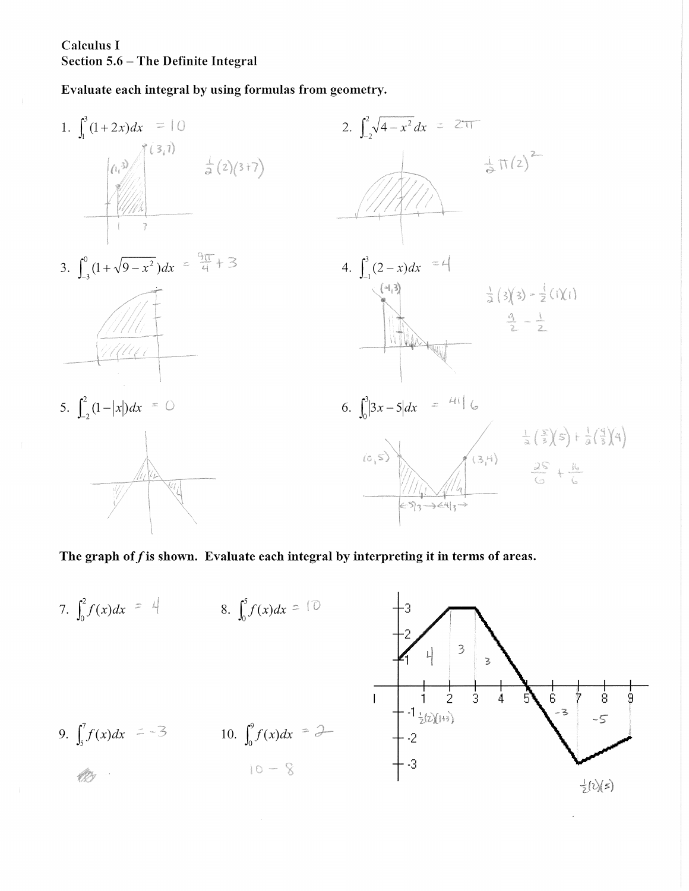Calculus I

Section 5.6 – The Definite Integral

**Evaluate each integral by using formulas from geometry.**

1. $\int_1^3 (1+2x)\,dx$ = 10

   $\frac{1}{2}(2)(3+7)$

2. $\int_{-2}^2 \sqrt{4-x^2}\,dx$ = $2\pi$

   $\frac{1}{2}\pi(2)^2$

3. $\int_{-3}^0 (1+\sqrt{9-x^2})\,dx$ = $\frac{9\pi}{4}+3$

4. $\int_{-1}^3 (2-x)\,dx$ = 4

   $\frac{1}{2}(3)(3) - \frac{1}{2}(1)(1)$

   $\frac{9}{2} - \frac{1}{2}$

5. $\int_{-2}^2 (1-|x|)\,dx$ = 0

6. $\int_0^3 |3x-5|\,dx$ = $\frac{41}{6}$

   $\frac{1}{2}\left(\frac{5}{3}\right)(5) + \frac{1}{2}\left(\frac{4}{3}\right)(4)$

   $\frac{25}{6} + \frac{16}{6}$

**The graph of *f* is shown. Evaluate each integral by interpreting it in terms of areas.**

7. $\int_0^2 f(x)\,dx$ = 4

8. $\int_0^5 f(x)\,dx$ = 10

9. $\int_5^7 f(x)\,dx$ = -3

10. $\int_0^9 f(x)\,dx$ = 2

    10 − 8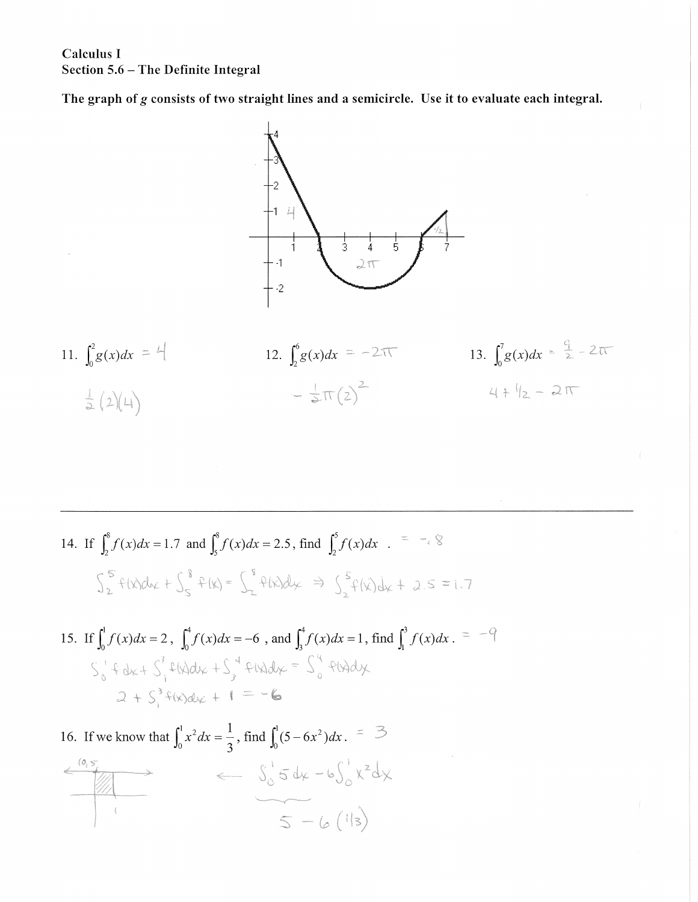Calculus I
Section 5.6 – The Definite Integral

**The graph of *g* consists of two straight lines and a semicircle. Use it to evaluate each integral.**

4
3
2
1
-1
-2
1 2 3 4 5 6 7
4
$2\pi$
1/2

11. $\int_0^2 g(x)dx = 4$

$\frac{1}{2}(2)(4)$

12. $\int_2^6 g(x)dx = -2\pi$

$-\frac{1}{2}\pi(2)^2$

13. $\int_0^7 g(x)dx = \frac{9}{2} - 2\pi$

$4 + 1/2 - 2\pi$

---

14. If $\int_2^8 f(x)dx = 1.7$ and $\int_5^8 f(x)dx = 2.5$, find $\int_2^5 f(x)dx$. $= -.8$

$\int_2^5 f(x)dx + \int_5^8 f(x) = \int_2^8 f(x)dx \Rightarrow \int_2^5 f(x)dx + 2.5 = 1.7$

15. If $\int_0^1 f(x)dx = 2$, $\int_0^4 f(x)dx = -6$, and $\int_3^4 f(x)dx = 1$, find $\int_1^3 f(x)dx$. $= -9$

$\int_0^1 f\,dx + \int_1^3 f(x)dx + \int_3^4 f(x)dx = \int_0^4 f(x)dx$

$2 + \int_1^3 f(x)dx + 1 = -6$

16. If we know that $\int_0^1 x^2 dx = \frac{1}{3}$, find $\int_0^1 (5 - 6x^2)dx$. $= 3$

(0, 5)

$\int_0^1 5\,dx - 6\int_0^1 x^2 dx$

$5 - 6(1/3)$